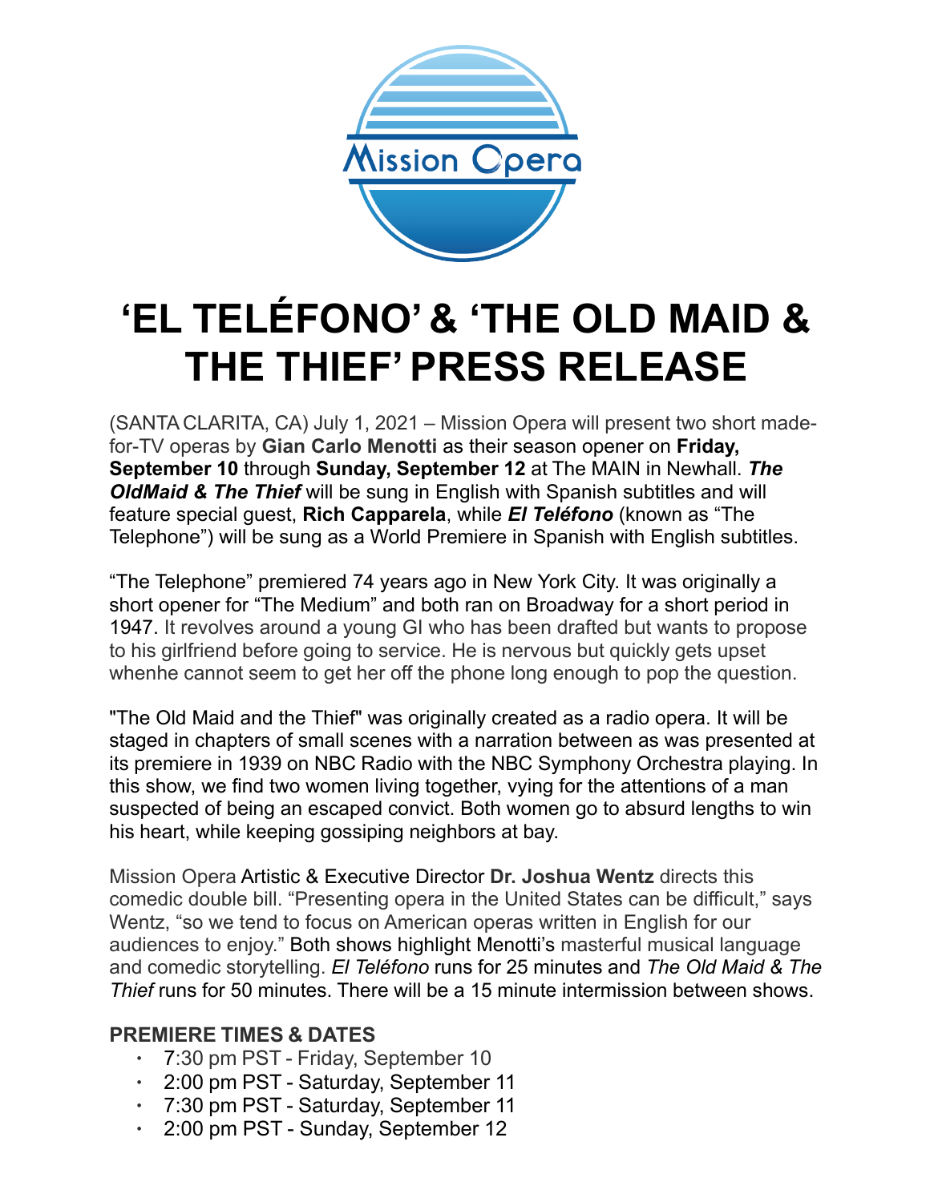Mission Opera

# 'EL TELÉFONO' & 'THE OLD MAID & THE THIEF' PRESS RELEASE

(SANTA CLARITA, CA) July 1, 2021 – Mission Opera will present two short made-for-TV operas by **Gian Carlo Menotti** as their season opener on **Friday, September 10** through **Sunday, September 12** at The MAIN in Newhall. ***The OldMaid & The Thief*** will be sung in English with Spanish subtitles and will feature special guest, **Rich Capparela**, while ***El Teléfono*** (known as "The Telephone") will be sung as a World Premiere in Spanish with English subtitles.

"The Telephone" premiered 74 years ago in New York City. It was originally a short opener for "The Medium" and both ran on Broadway for a short period in 1947. It revolves around a young GI who has been drafted but wants to propose to his girlfriend before going to service. He is nervous but quickly gets upset whenhe cannot seem to get her off the phone long enough to pop the question.

"The Old Maid and the Thief" was originally created as a radio opera. It will be staged in chapters of small scenes with a narration between as was presented at its premiere in 1939 on NBC Radio with the NBC Symphony Orchestra playing. In this show, we find two women living together, vying for the attentions of a man suspected of being an escaped convict. Both women go to absurd lengths to win his heart, while keeping gossiping neighbors at bay.

Mission Opera Artistic & Executive Director **Dr. Joshua Wentz** directs this comedic double bill. "Presenting opera in the United States can be difficult," says Wentz, "so we tend to focus on American operas written in English for our audiences to enjoy." Both shows highlight Menotti's masterful musical language and comedic storytelling. *El Teléfono* runs for 25 minutes and *The Old Maid & The Thief* runs for 50 minutes. There will be a 15 minute intermission between shows.

### PREMIERE TIMES & DATES

- 7:30 pm PST - Friday, September 10
- 2:00 pm PST - Saturday, September 11
- 7:30 pm PST - Saturday, September 11
- 2:00 pm PST - Sunday, September 12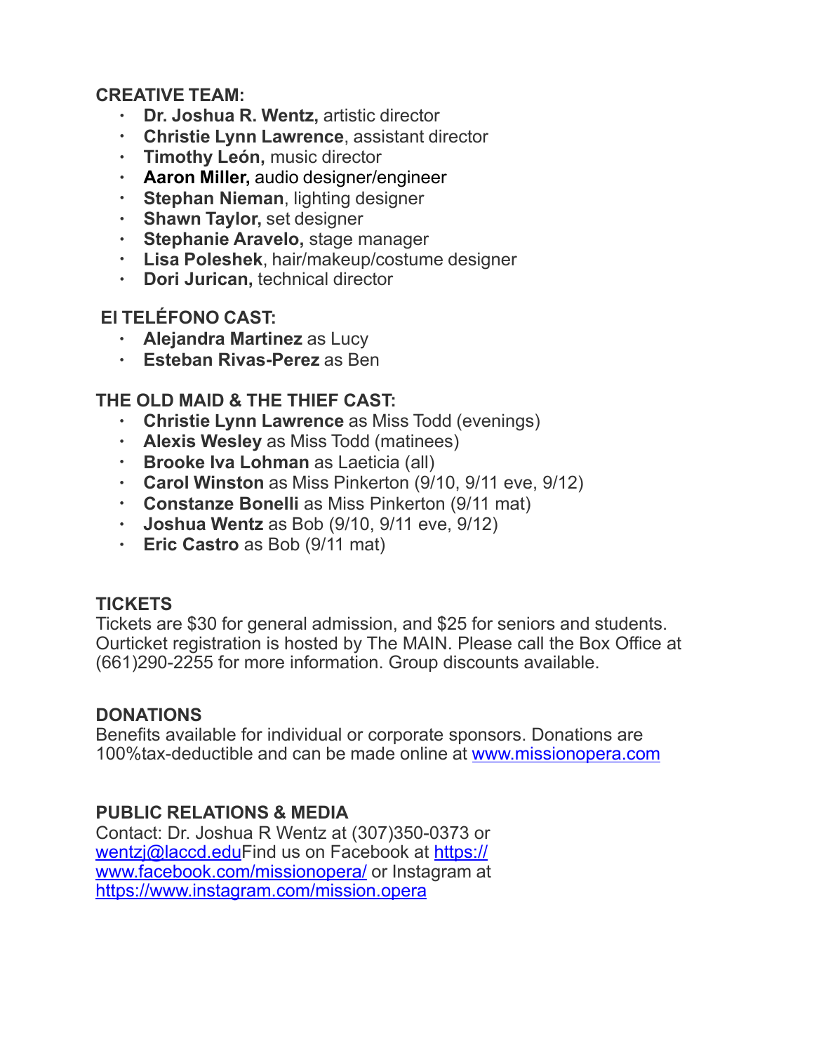**CREATIVE TEAM:**

- **Dr. Joshua R. Wentz,** artistic director
- **Christie Lynn Lawrence**, assistant director
- **Timothy León,** music director
- **Aaron Miller,** audio designer/engineer
- **Stephan Nieman**, lighting designer
- **Shawn Taylor,** set designer
- **Stephanie Aravelo,** stage manager
- **Lisa Poleshek**, hair/makeup/costume designer
- **Dori Jurican,** technical director

**El TELÉFONO CAST:**

- **Alejandra Martinez** as Lucy
- **Esteban Rivas-Perez** as Ben

**THE OLD MAID & THE THIEF CAST:**

- **Christie Lynn Lawrence** as Miss Todd (evenings)
- **Alexis Wesley** as Miss Todd (matinees)
- **Brooke Iva Lohman** as Laeticia (all)
- **Carol Winston** as Miss Pinkerton (9/10, 9/11 eve, 9/12)
- **Constanze Bonelli** as Miss Pinkerton (9/11 mat)
- **Joshua Wentz** as Bob (9/10, 9/11 eve, 9/12)
- **Eric Castro** as Bob (9/11 mat)

**TICKETS**

Tickets are $30 for general admission, and $25 for seniors and students. Ourticket registration is hosted by The MAIN. Please call the Box Office at (661)290-2255 for more information. Group discounts available.

**DONATIONS**

Benefits available for individual or corporate sponsors. Donations are 100%tax-deductible and can be made online at www.missionopera.com

**PUBLIC RELATIONS & MEDIA**

Contact: Dr. Joshua R Wentz at (307)350-0373 or wentzj@laccd.eduFind us on Facebook at https://www.facebook.com/missionopera/ or Instagram at https://www.instagram.com/mission.opera